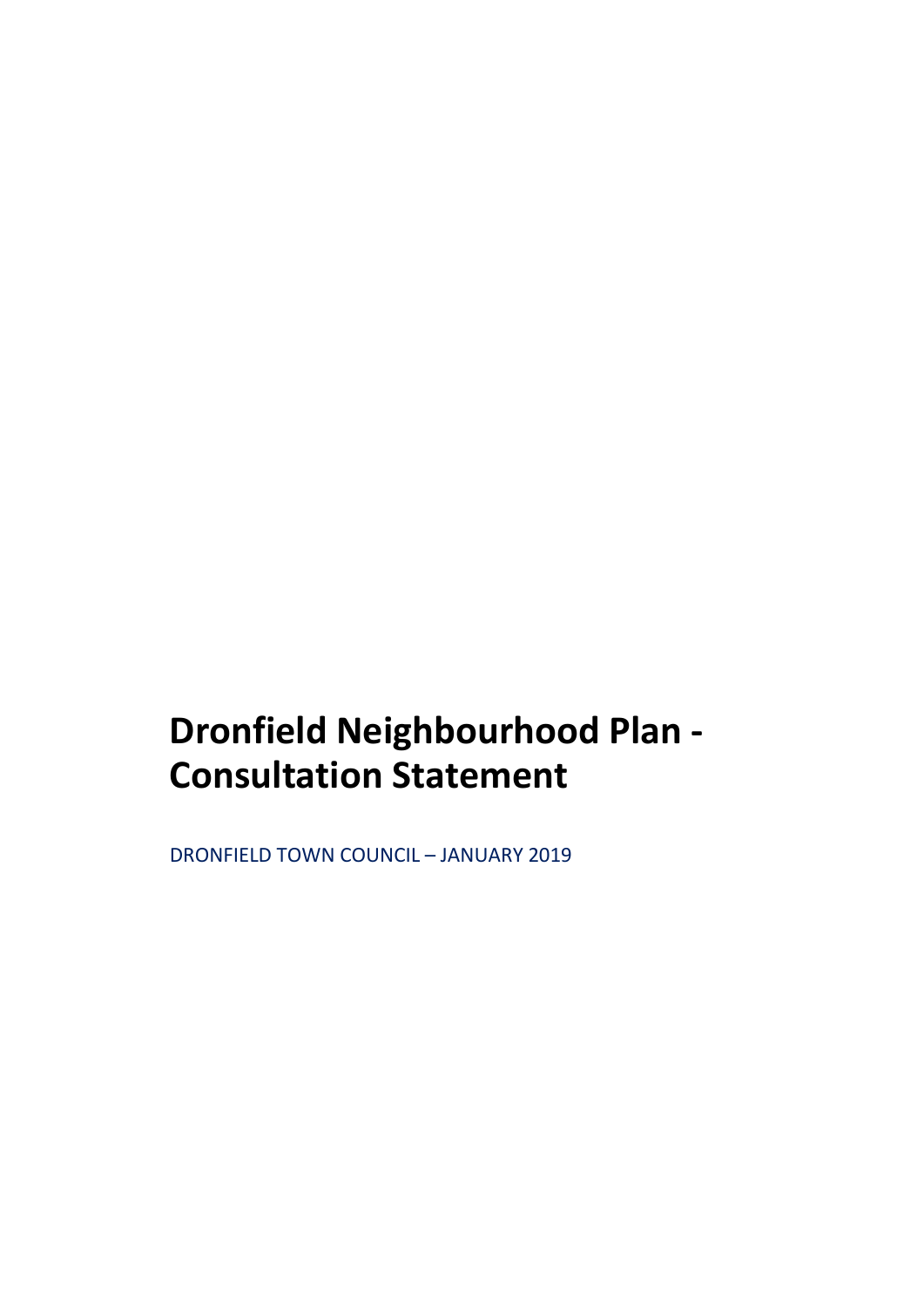# Dronfield Neighbourhood Plan - Consultation Statement

DRONFIELD TOWN COUNCIL – JANUARY 2019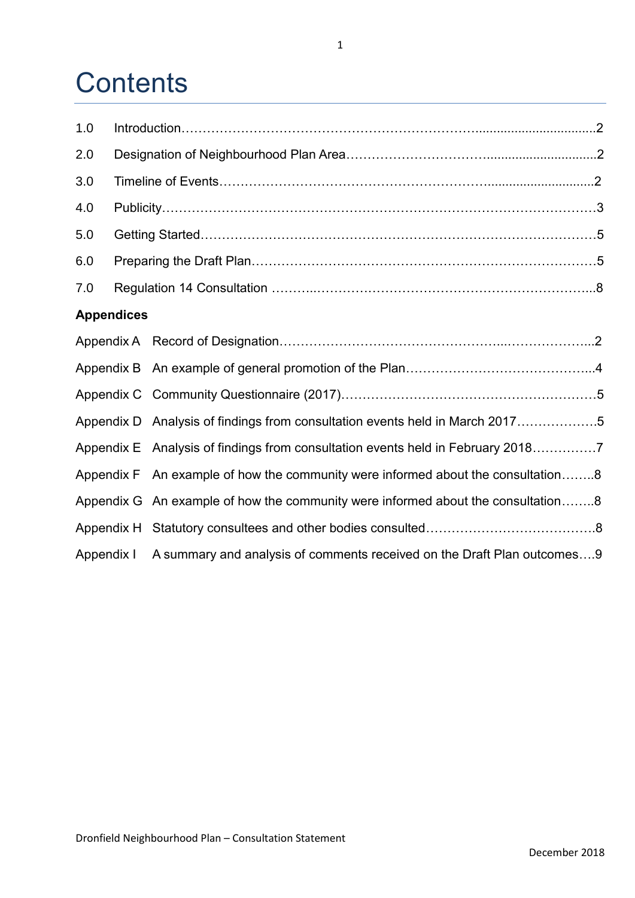# Contents

| | | |
|---|---|---|
| 1.0 | Introduction | 2 |
| 2.0 | Designation of Neighbourhood Plan Area | 2 |
| 3.0 | Timeline of Events | 2 |
| 4.0 | Publicity | 3 |
| 5.0 | Getting Started | 5 |
| 6.0 | Preparing the Draft Plan | 5 |
| 7.0 | Regulation 14 Consultation | 8 |

**Appendices**

| | | |
|---|---|---|
| Appendix A | Record of Designation | 2 |
| Appendix B | An example of general promotion of the Plan | 4 |
| Appendix C | Community Questionnaire (2017) | 5 |
| Appendix D | Analysis of findings from consultation events held in March 2017 | 5 |
| Appendix E | Analysis of findings from consultation events held in February 2018 | 7 |
| Appendix F | An example of how the community were informed about the consultation | 8 |
| Appendix G | An example of how the community were informed about the consultation | 8 |
| Appendix H | Statutory consultees and other bodies consulted | 8 |
| Appendix I | A summary and analysis of comments received on the Draft Plan outcomes | 9 |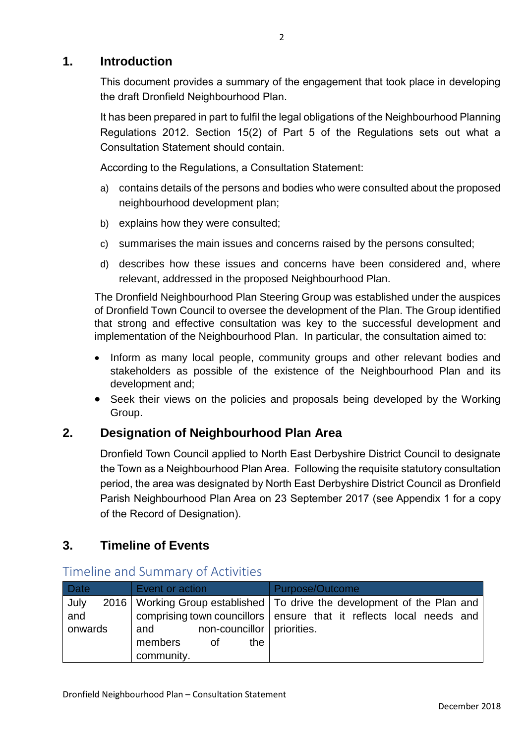## 1. Introduction

This document provides a summary of the engagement that took place in developing the draft Dronfield Neighbourhood Plan.

It has been prepared in part to fulfil the legal obligations of the Neighbourhood Planning Regulations 2012. Section 15(2) of Part 5 of the Regulations sets out what a Consultation Statement should contain.

According to the Regulations, a Consultation Statement:

a) contains details of the persons and bodies who were consulted about the proposed neighbourhood development plan;

b) explains how they were consulted;

c) summarises the main issues and concerns raised by the persons consulted;

d) describes how these issues and concerns have been considered and, where relevant, addressed in the proposed Neighbourhood Plan.

The Dronfield Neighbourhood Plan Steering Group was established under the auspices of Dronfield Town Council to oversee the development of the Plan. The Group identified that strong and effective consultation was key to the successful development and implementation of the Neighbourhood Plan. In particular, the consultation aimed to:

- Inform as many local people, community groups and other relevant bodies and stakeholders as possible of the existence of the Neighbourhood Plan and its development and;
- Seek their views on the policies and proposals being developed by the Working Group.

## 2. Designation of Neighbourhood Plan Area

Dronfield Town Council applied to North East Derbyshire District Council to designate the Town as a Neighbourhood Plan Area. Following the requisite statutory consultation period, the area was designated by North East Derbyshire District Council as Dronfield Parish Neighbourhood Plan Area on 23 September 2017 (see Appendix 1 for a copy of the Record of Designation).

## 3. Timeline of Events

### Timeline and Summary of Activities

| Date | Event or action | Purpose/Outcome |
|---|---|---|
| July 2016 and onwards | Working Group established comprising town councillors and non-councillor members of the community. | To drive the development of the Plan and ensure that it reflects local needs and priorities. |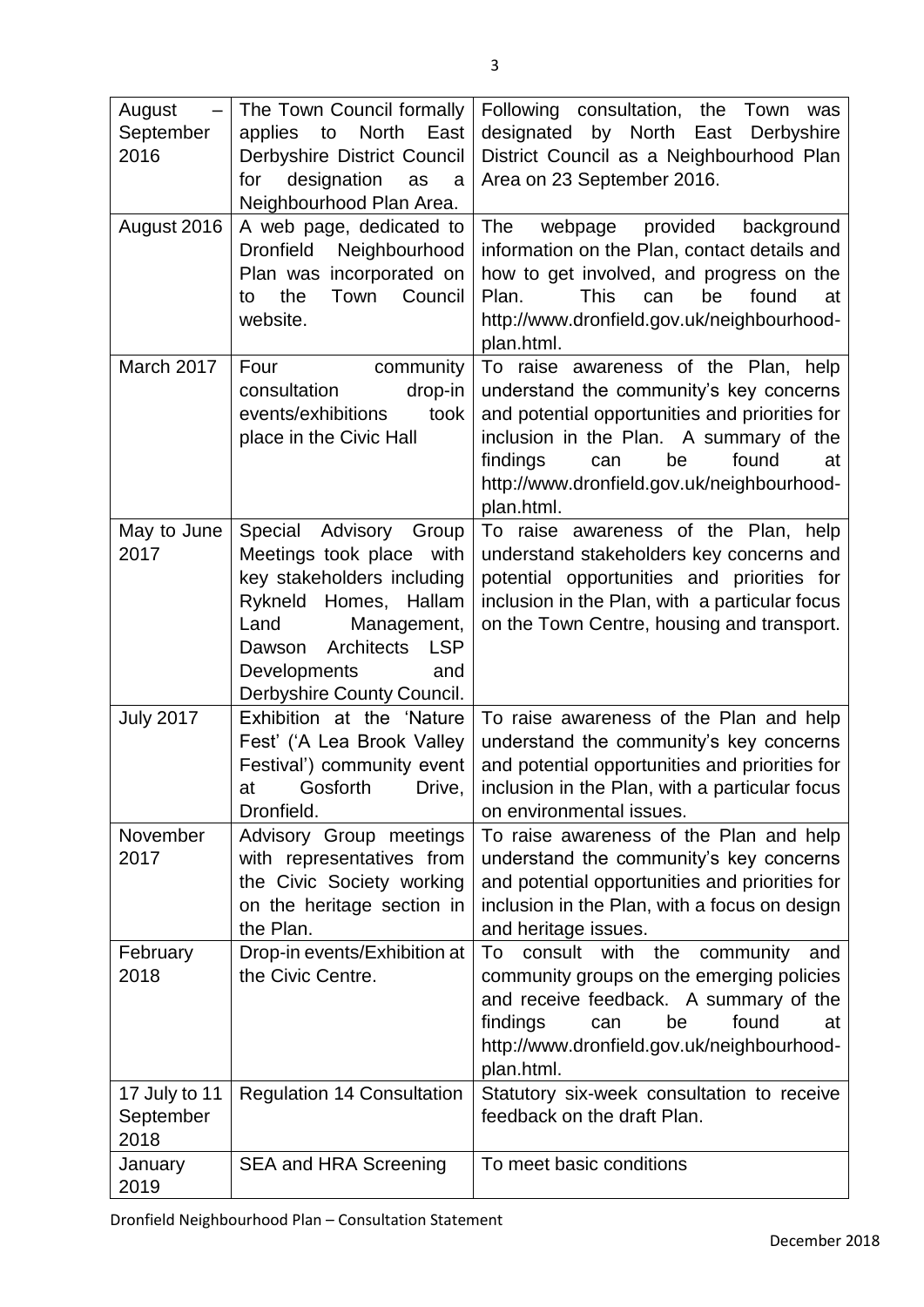| August – September 2016 | The Town Council formally applies to North East Derbyshire District Council for designation as a Neighbourhood Plan Area. | Following consultation, the Town was designated by North East Derbyshire District Council as a Neighbourhood Plan Area on 23 September 2016. |
|---|---|---|
| August 2016 | A web page, dedicated to Dronfield Neighbourhood Plan was incorporated on to the Town Council website. | The webpage provided background information on the Plan, contact details and how to get involved, and progress on the Plan. This can be found at http://www.dronfield.gov.uk/neighbourhood-plan.html. |
| March 2017 | Four community consultation drop-in events/exhibitions took place in the Civic Hall | To raise awareness of the Plan, help understand the community's key concerns and potential opportunities and priorities for inclusion in the Plan. A summary of the findings can be found at http://www.dronfield.gov.uk/neighbourhood-plan.html. |
| May to June 2017 | Special Advisory Group Meetings took place with key stakeholders including Rykneld Homes, Hallam Land Management, Dawson Architects LSP Developments and Derbyshire County Council. | To raise awareness of the Plan, help understand stakeholders key concerns and potential opportunities and priorities for inclusion in the Plan, with a particular focus on the Town Centre, housing and transport. |
| July 2017 | Exhibition at the 'Nature Fest' ('A Lea Brook Valley Festival') community event at Gosforth Drive, Dronfield. | To raise awareness of the Plan and help understand the community's key concerns and potential opportunities and priorities for inclusion in the Plan, with a particular focus on environmental issues. |
| November 2017 | Advisory Group meetings with representatives from the Civic Society working on the heritage section in the Plan. | To raise awareness of the Plan and help understand the community's key concerns and potential opportunities and priorities for inclusion in the Plan, with a focus on design and heritage issues. |
| February 2018 | Drop-in events/Exhibition at the Civic Centre. | To consult with the community and community groups on the emerging policies and receive feedback. A summary of the findings can be found at http://www.dronfield.gov.uk/neighbourhood-plan.html. |
| 17 July to 11 September 2018 | Regulation 14 Consultation | Statutory six-week consultation to receive feedback on the draft Plan. |
| January 2019 | SEA and HRA Screening | To meet basic conditions |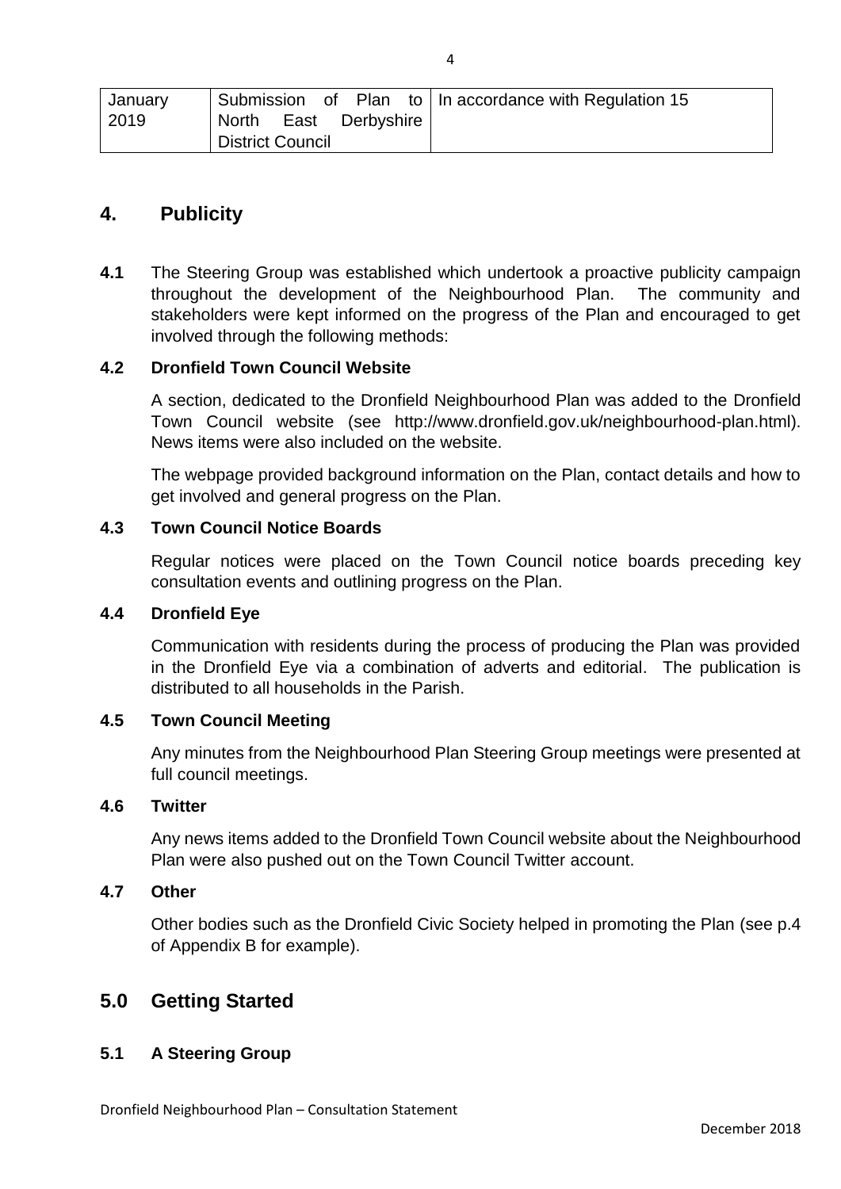| January 2019 | Submission of Plan to North East Derbyshire District Council | In accordance with Regulation 15 |
|---|---|---|

## 4. Publicity

**4.1** The Steering Group was established which undertook a proactive publicity campaign throughout the development of the Neighbourhood Plan. The community and stakeholders were kept informed on the progress of the Plan and encouraged to get involved through the following methods:

**4.2 Dronfield Town Council Website**

A section, dedicated to the Dronfield Neighbourhood Plan was added to the Dronfield Town Council website (see http://www.dronfield.gov.uk/neighbourhood-plan.html). News items were also included on the website.

The webpage provided background information on the Plan, contact details and how to get involved and general progress on the Plan.

**4.3 Town Council Notice Boards**

Regular notices were placed on the Town Council notice boards preceding key consultation events and outlining progress on the Plan.

**4.4 Dronfield Eye**

Communication with residents during the process of producing the Plan was provided in the Dronfield Eye via a combination of adverts and editorial. The publication is distributed to all households in the Parish.

**4.5 Town Council Meeting**

Any minutes from the Neighbourhood Plan Steering Group meetings were presented at full council meetings.

**4.6 Twitter**

Any news items added to the Dronfield Town Council website about the Neighbourhood Plan were also pushed out on the Town Council Twitter account.

**4.7 Other**

Other bodies such as the Dronfield Civic Society helped in promoting the Plan (see p.4 of Appendix B for example).

## 5.0 Getting Started

**5.1 A Steering Group**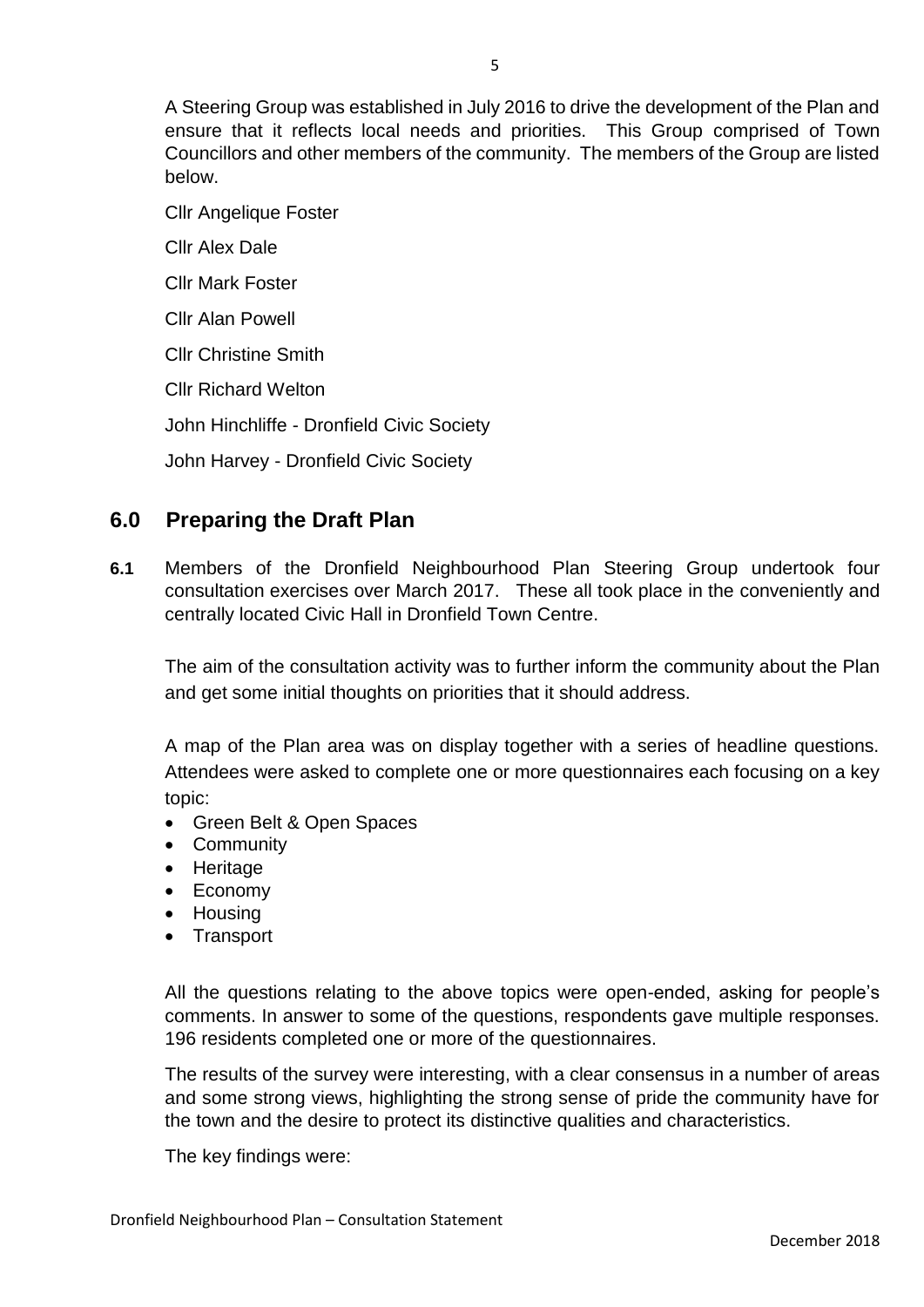A Steering Group was established in July 2016 to drive the development of the Plan and ensure that it reflects local needs and priorities. This Group comprised of Town Councillors and other members of the community. The members of the Group are listed below.

Cllr Angelique Foster

Cllr Alex Dale

Cllr Mark Foster

Cllr Alan Powell

Cllr Christine Smith

Cllr Richard Welton

John Hinchliffe - Dronfield Civic Society

John Harvey - Dronfield Civic Society

## 6.0 Preparing the Draft Plan

**6.1** Members of the Dronfield Neighbourhood Plan Steering Group undertook four consultation exercises over March 2017. These all took place in the conveniently and centrally located Civic Hall in Dronfield Town Centre.

The aim of the consultation activity was to further inform the community about the Plan and get some initial thoughts on priorities that it should address.

A map of the Plan area was on display together with a series of headline questions. Attendees were asked to complete one or more questionnaires each focusing on a key topic:

- Green Belt & Open Spaces
- Community
- Heritage
- Economy
- Housing
- Transport

All the questions relating to the above topics were open-ended, asking for people's comments. In answer to some of the questions, respondents gave multiple responses. 196 residents completed one or more of the questionnaires.

The results of the survey were interesting, with a clear consensus in a number of areas and some strong views, highlighting the strong sense of pride the community have for the town and the desire to protect its distinctive qualities and characteristics.

The key findings were: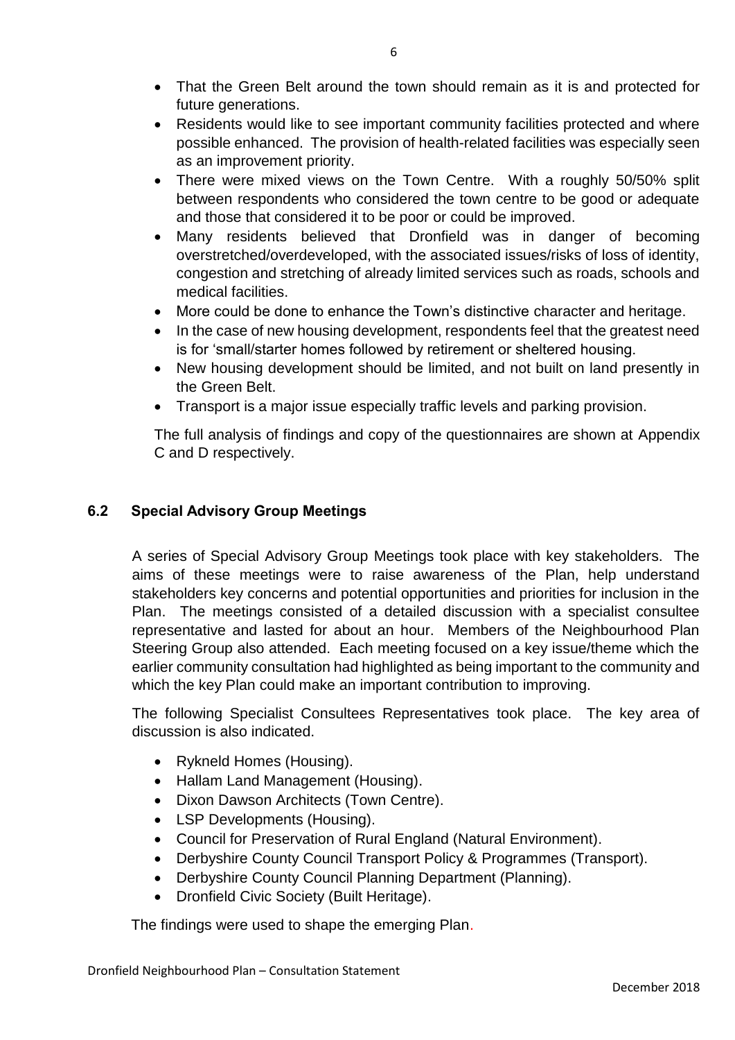- That the Green Belt around the town should remain as it is and protected for future generations.
- Residents would like to see important community facilities protected and where possible enhanced. The provision of health-related facilities was especially seen as an improvement priority.
- There were mixed views on the Town Centre. With a roughly 50/50% split between respondents who considered the town centre to be good or adequate and those that considered it to be poor or could be improved.
- Many residents believed that Dronfield was in danger of becoming overstretched/overdeveloped, with the associated issues/risks of loss of identity, congestion and stretching of already limited services such as roads, schools and medical facilities.
- More could be done to enhance the Town's distinctive character and heritage.
- In the case of new housing development, respondents feel that the greatest need is for 'small/starter homes followed by retirement or sheltered housing.
- New housing development should be limited, and not built on land presently in the Green Belt.
- Transport is a major issue especially traffic levels and parking provision.

The full analysis of findings and copy of the questionnaires are shown at Appendix C and D respectively.

### 6.2 Special Advisory Group Meetings

A series of Special Advisory Group Meetings took place with key stakeholders. The aims of these meetings were to raise awareness of the Plan, help understand stakeholders key concerns and potential opportunities and priorities for inclusion in the Plan. The meetings consisted of a detailed discussion with a specialist consultee representative and lasted for about an hour. Members of the Neighbourhood Plan Steering Group also attended. Each meeting focused on a key issue/theme which the earlier community consultation had highlighted as being important to the community and which the key Plan could make an important contribution to improving.

The following Specialist Consultees Representatives took place. The key area of discussion is also indicated.

- Rykneld Homes (Housing).
- Hallam Land Management (Housing).
- Dixon Dawson Architects (Town Centre).
- LSP Developments (Housing).
- Council for Preservation of Rural England (Natural Environment).
- Derbyshire County Council Transport Policy & Programmes (Transport).
- Derbyshire County Council Planning Department (Planning).
- Dronfield Civic Society (Built Heritage).

The findings were used to shape the emerging Plan.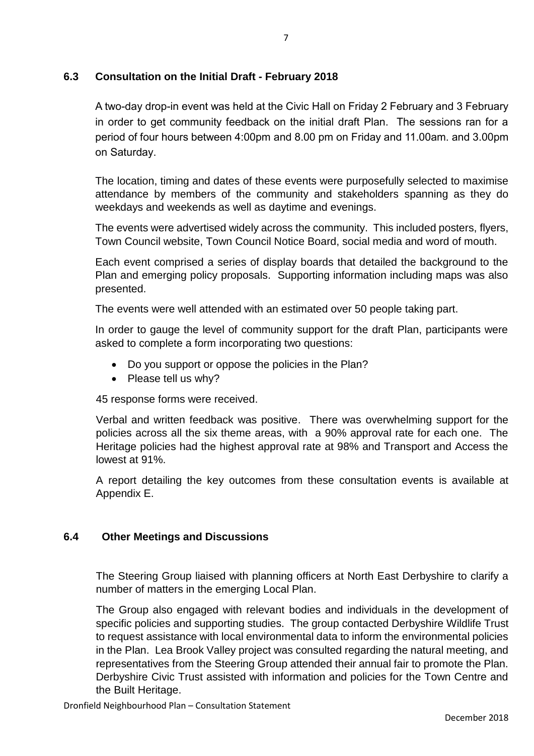## 6.3 Consultation on the Initial Draft - February 2018

A two-day drop-in event was held at the Civic Hall on Friday 2 February and 3 February in order to get community feedback on the initial draft Plan. The sessions ran for a period of four hours between 4:00pm and 8.00 pm on Friday and 11.00am. and 3.00pm on Saturday.

The location, timing and dates of these events were purposefully selected to maximise attendance by members of the community and stakeholders spanning as they do weekdays and weekends as well as daytime and evenings.

The events were advertised widely across the community. This included posters, flyers, Town Council website, Town Council Notice Board, social media and word of mouth.

Each event comprised a series of display boards that detailed the background to the Plan and emerging policy proposals. Supporting information including maps was also presented.

The events were well attended with an estimated over 50 people taking part.

In order to gauge the level of community support for the draft Plan, participants were asked to complete a form incorporating two questions:

- Do you support or oppose the policies in the Plan?
- Please tell us why?

45 response forms were received.

Verbal and written feedback was positive. There was overwhelming support for the policies across all the six theme areas, with a 90% approval rate for each one. The Heritage policies had the highest approval rate at 98% and Transport and Access the lowest at 91%.

A report detailing the key outcomes from these consultation events is available at Appendix E.

## 6.4 Other Meetings and Discussions

The Steering Group liaised with planning officers at North East Derbyshire to clarify a number of matters in the emerging Local Plan.

The Group also engaged with relevant bodies and individuals in the development of specific policies and supporting studies. The group contacted Derbyshire Wildlife Trust to request assistance with local environmental data to inform the environmental policies in the Plan. Lea Brook Valley project was consulted regarding the natural meeting, and representatives from the Steering Group attended their annual fair to promote the Plan. Derbyshire Civic Trust assisted with information and policies for the Town Centre and the Built Heritage.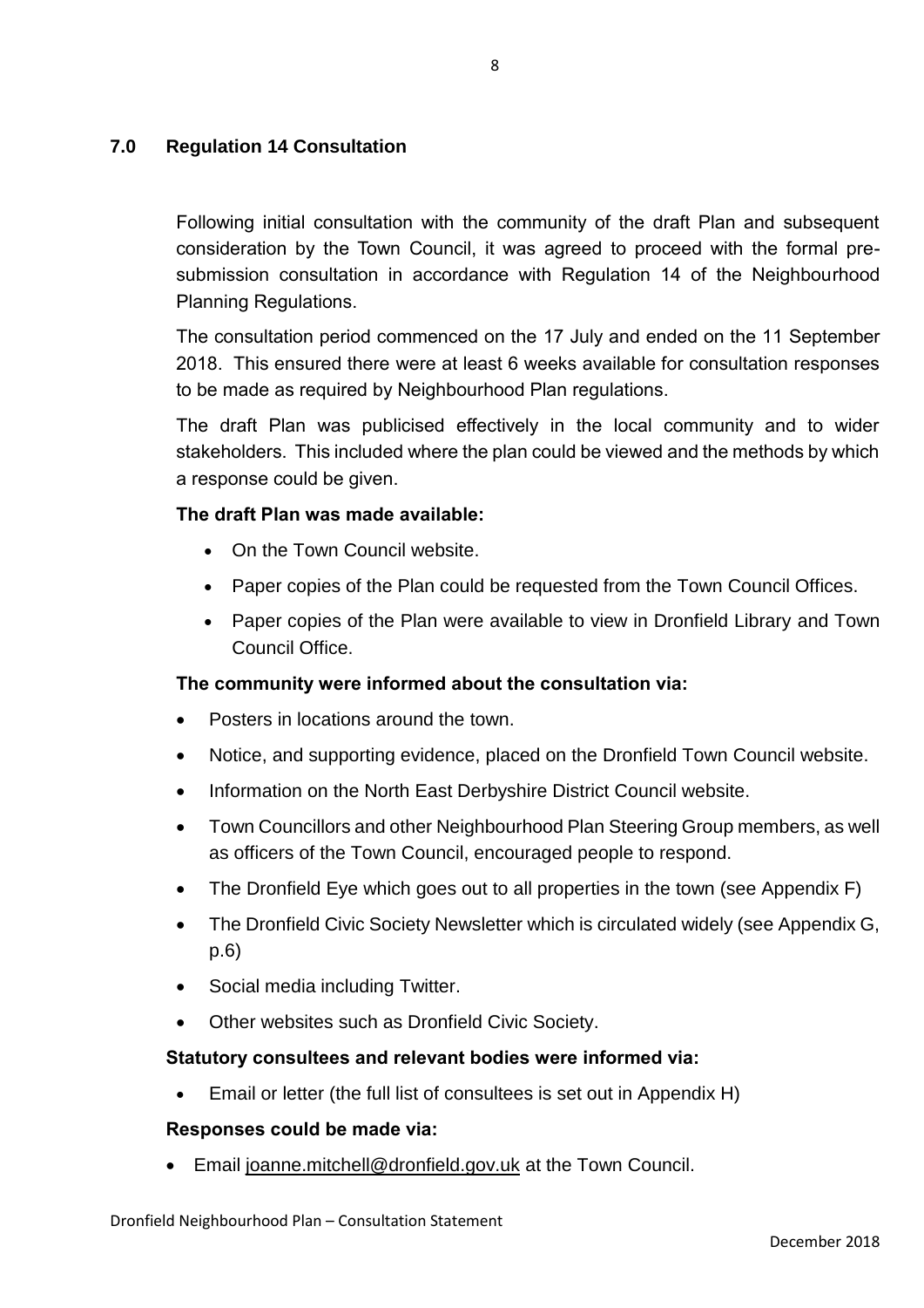## 7.0 Regulation 14 Consultation

Following initial consultation with the community of the draft Plan and subsequent consideration by the Town Council, it was agreed to proceed with the formal pre-submission consultation in accordance with Regulation 14 of the Neighbourhood Planning Regulations.

The consultation period commenced on the 17 July and ended on the 11 September 2018. This ensured there were at least 6 weeks available for consultation responses to be made as required by Neighbourhood Plan regulations.

The draft Plan was publicised effectively in the local community and to wider stakeholders. This included where the plan could be viewed and the methods by which a response could be given.

**The draft Plan was made available:**

- On the Town Council website.
- Paper copies of the Plan could be requested from the Town Council Offices.
- Paper copies of the Plan were available to view in Dronfield Library and Town Council Office.

**The community were informed about the consultation via:**

- Posters in locations around the town.
- Notice, and supporting evidence, placed on the Dronfield Town Council website.
- Information on the North East Derbyshire District Council website.
- Town Councillors and other Neighbourhood Plan Steering Group members, as well as officers of the Town Council, encouraged people to respond.
- The Dronfield Eye which goes out to all properties in the town (see Appendix F)
- The Dronfield Civic Society Newsletter which is circulated widely (see Appendix G, p.6)
- Social media including Twitter.
- Other websites such as Dronfield Civic Society.

**Statutory consultees and relevant bodies were informed via:**

- Email or letter (the full list of consultees is set out in Appendix H)

**Responses could be made via:**

- Email joanne.mitchell@dronfield.gov.uk at the Town Council.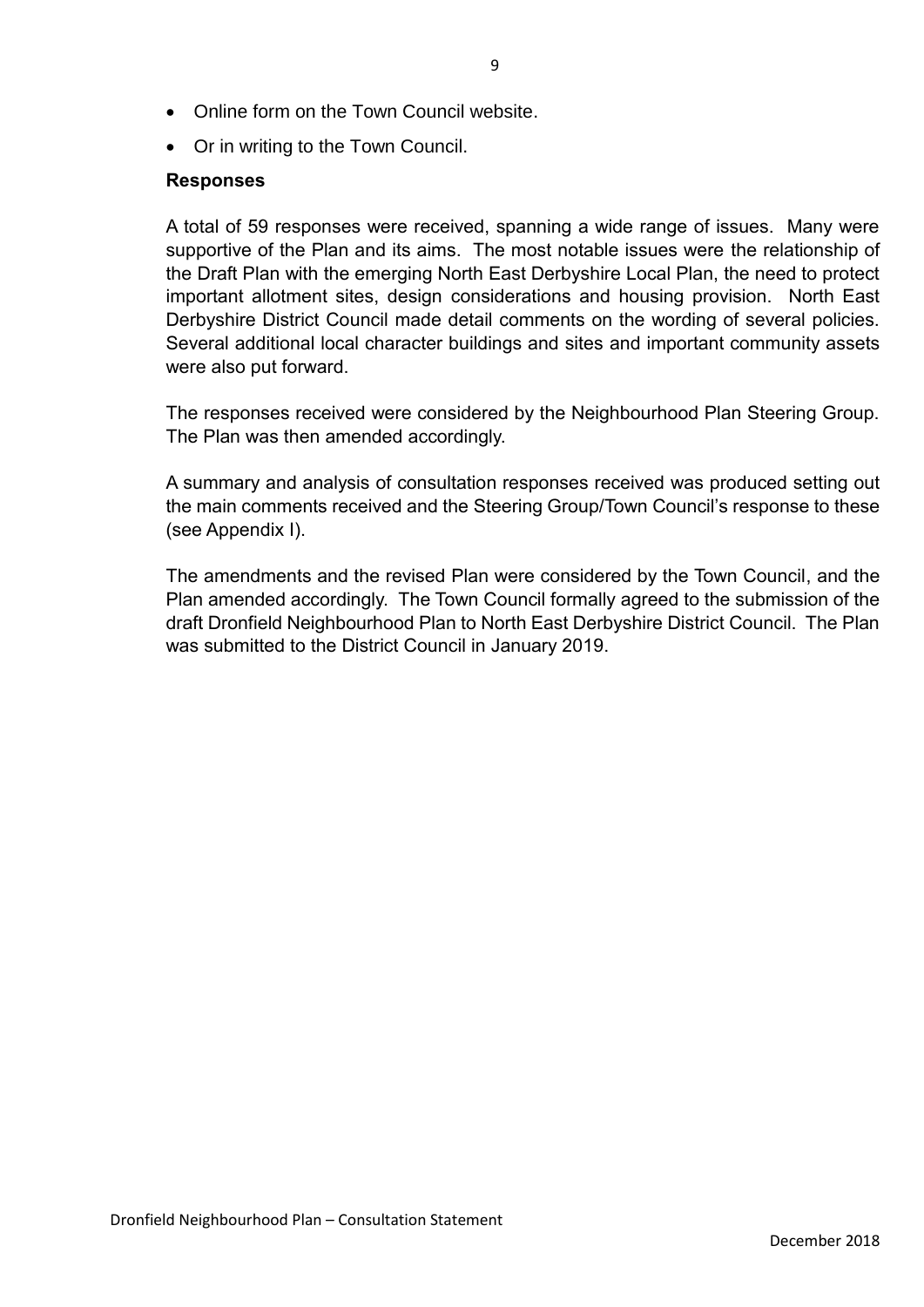- Online form on the Town Council website.
- Or in writing to the Town Council.

**Responses**

A total of 59 responses were received, spanning a wide range of issues. Many were supportive of the Plan and its aims. The most notable issues were the relationship of the Draft Plan with the emerging North East Derbyshire Local Plan, the need to protect important allotment sites, design considerations and housing provision. North East Derbyshire District Council made detail comments on the wording of several policies. Several additional local character buildings and sites and important community assets were also put forward.

The responses received were considered by the Neighbourhood Plan Steering Group. The Plan was then amended accordingly.

A summary and analysis of consultation responses received was produced setting out the main comments received and the Steering Group/Town Council's response to these (see Appendix I).

The amendments and the revised Plan were considered by the Town Council, and the Plan amended accordingly. The Town Council formally agreed to the submission of the draft Dronfield Neighbourhood Plan to North East Derbyshire District Council. The Plan was submitted to the District Council in January 2019.